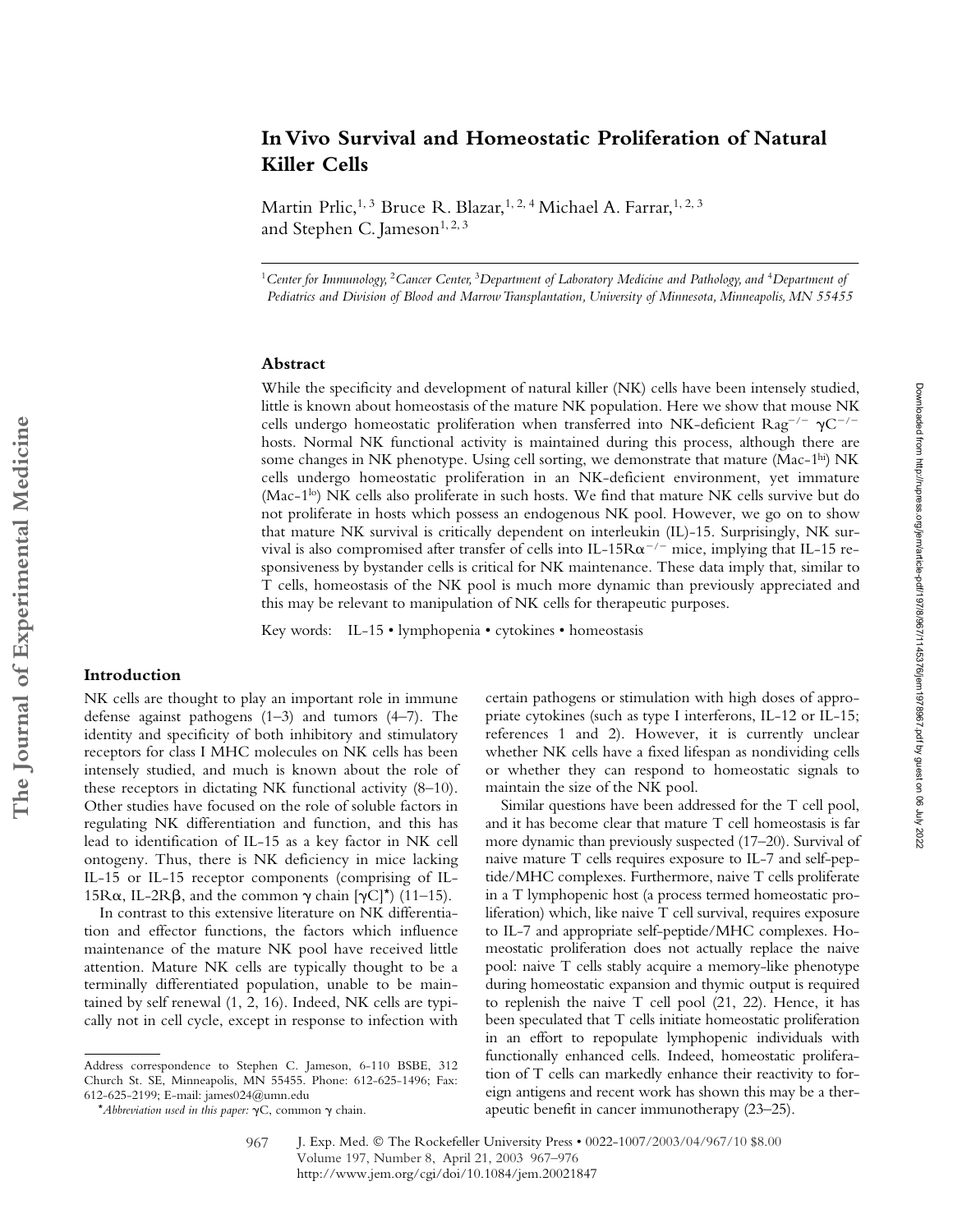# In Vivo Survival and Homeostatic Proliferation of Natural Killer Cells

Martin Prlic,[1,3] Bruce R. Blazar,[1,2,4] Michael A. Farrar,[1,2,3] and Stephen C. Jameson[1,2,3]

[1]*Center for Immunology,* [2]*Cancer Center,* [3]*Department of Laboratory Medicine and Pathology, and* [4]*Department of Pediatrics and Division of Blood and Marrow Transplantation, University of Minnesota, Minneapolis, MN 55455*

## Abstract

While the specificity and development of natural killer (NK) cells have been intensely studied, little is known about homeostasis of the mature NK population. Here we show that mouse NK cells undergo homeostatic proliferation when transferred into NK-deficient $Rag^{-/-}$ $\gamma C^{-/-}$ hosts. Normal NK functional activity is maintained during this process, although there are some changes in NK phenotype. Using cell sorting, we demonstrate that mature (Mac-$1^{hi}$) NK cells undergo homeostatic proliferation in an NK-deficient environment, yet immature (Mac-$1^{lo}$) NK cells also proliferate in such hosts. We find that mature NK cells survive but do not proliferate in hosts which possess an endogenous NK pool. However, we go on to show that mature NK survival is critically dependent on interleukin (IL)-15. Surprisingly, NK survival is also compromised after transfer of cells into IL-15R$\alpha^{-/-}$ mice, implying that IL-15 responsiveness by bystander cells is critical for NK maintenance. These data imply that, similar to T cells, homeostasis of the NK pool is much more dynamic than previously appreciated and this may be relevant to manipulation of NK cells for therapeutic purposes.

Key words: IL-15 • lymphopenia • cytokines • homeostasis

## Introduction

NK cells are thought to play an important role in immune defense against pathogens (1–3) and tumors (4–7). The identity and specificity of both inhibitory and stimulatory receptors for class I MHC molecules on NK cells has been intensely studied, and much is known about the role of these receptors in dictating NK functional activity (8–10). Other studies have focused on the role of soluble factors in regulating NK differentiation and function, and this has lead to identification of IL-15 as a key factor in NK cell ontogeny. Thus, there is NK deficiency in mice lacking IL-15 or IL-15 receptor components (comprising of IL-15R$\alpha$, IL-2R$\beta$, and the common $\gamma$ chain [$\gamma$C]*) (11–15).

In contrast to this extensive literature on NK differentiation and effector functions, the factors which influence maintenance of the mature NK pool have received little attention. Mature NK cells are typically thought to be a terminally differentiated population, unable to be maintained by self renewal (1, 2, 16). Indeed, NK cells are typically not in cell cycle, except in response to infection with certain pathogens or stimulation with high doses of appropriate cytokines (such as type I interferons, IL-12 or IL-15; references 1 and 2). However, it is currently unclear whether NK cells have a fixed lifespan as nondividing cells or whether they can respond to homeostatic signals to maintain the size of the NK pool.

Similar questions have been addressed for the T cell pool, and it has become clear that mature T cell homeostasis is far more dynamic than previously suspected (17–20). Survival of naive mature T cells requires exposure to IL-7 and self-peptide/MHC complexes. Furthermore, naive T cells proliferate in a T lymphopenic host (a process termed homeostatic proliferation) which, like naive T cell survival, requires exposure to IL-7 and appropriate self-peptide/MHC complexes. Homeostatic proliferation does not actually replace the naive pool: naive T cells stably acquire a memory-like phenotype during homeostatic expansion and thymic output is required to replenish the naive T cell pool (21, 22). Hence, it has been speculated that T cells initiate homeostatic proliferation in an effort to repopulate lymphopenic individuals with functionally enhanced cells. Indeed, homeostatic proliferation of T cells can markedly enhance their reactivity to foreign antigens and recent work has shown this may be a therapeutic benefit in cancer immunotherapy (23–25).

---

Address correspondence to Stephen C. Jameson, 6-110 BSBE, 312 Church St. SE, Minneapolis, MN 55455. Phone: 612-625-1496; Fax: 612-625-2199; E-mail: james024@umn.edu

**Abbreviation used in this paper:* $\gamma$C, common $\gamma$ chain.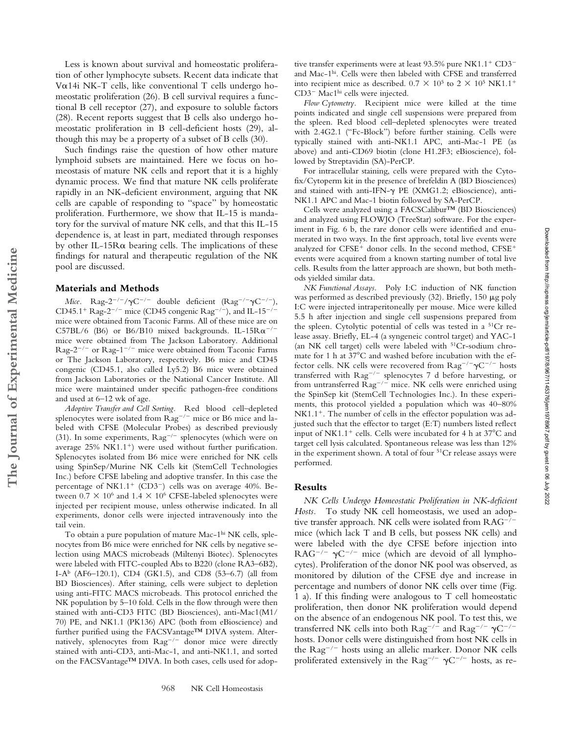Less is known about survival and homeostatic proliferation of other lymphocyte subsets. Recent data indicate that Vα14i NK-T cells, like conventional T cells undergo homeostatic proliferation (26). B cell survival requires a functional B cell receptor (27), and exposure to soluble factors (28). Recent reports suggest that B cells also undergo homeostatic proliferation in B cell-deficient hosts (29), although this may be a property of a subset of B cells (30).

Such findings raise the question of how other mature lymphoid subsets are maintained. Here we focus on homeostasis of mature NK cells and report that it is a highly dynamic process. We find that mature NK cells proliferate rapidly in an NK-deficient environment, arguing that NK cells are capable of responding to "space" by homeostatic proliferation. Furthermore, we show that IL-15 is mandatory for the survival of mature NK cells, and that this IL-15 dependence is, at least in part, mediated through responses by other IL-15Rα bearing cells. The implications of these findings for natural and therapeutic regulation of the NK pool are discussed.

## Materials and Methods

*Mice.* Rag-$2^{-/-}$/γ$C^{-/-}$ double deficient (Rag$^{-/-}$γ$C^{-/-}$), CD45.1$^{+}$ Rag-$2^{-/-}$ mice (CD45 congenic Rag$^{-/-}$), and IL-$15^{-/-}$ mice were obtained from Taconic Farms. All of these mice are on C57BL/6 (B6) or B6/B10 mixed backgrounds. IL-15Rα$^{-/-}$ mice were obtained from The Jackson Laboratory. Additional Rag-$2^{-/-}$ or Rag-$1^{-/-}$ mice were obtained from Taconic Farms or The Jackson Laboratory, respectively. B6 mice and CD45 congenic (CD45.1, also called Ly5.2) B6 mice were obtained from Jackson Laboratories or the National Cancer Institute. All mice were maintained under specific pathogen-free conditions and used at 6–12 wk of age.

*Adoptive Transfer and Cell Sorting.* Red blood cell–depleted splenocytes were isolated from Rag$^{-/-}$ mice or B6 mice and labeled with CFSE (Molecular Probes) as described previously (31). In some experiments, Rag$^{-/-}$ splenocytes (which were on average 25% NK1.1$^{+}$) were used without further purification. Splenocytes isolated from B6 mice were enriched for NK cells using SpinSep/Murine NK Cells kit (StemCell Technologies Inc.) before CFSE labeling and adoptive transfer. In this case the percentage of NK1.1$^{+}$ (CD3$^{-}$) cells was on average 40%. Between $0.7 \times 10^{6}$ and $1.4 \times 10^{6}$ CFSE-labeled splenocytes were injected per recipient mouse, unless otherwise indicated. In all experiments, donor cells were injected intravenously into the tail vein.

To obtain a pure population of mature Mac-1$^{hi}$ NK cells, splenocytes from B6 mice were enriched for NK cells by negative selection using MACS microbeads (Miltenyi Biotec). Splenocytes were labeled with FITC-coupled Abs to B220 (clone RA3–6B2), I-A$^{b}$ (AF6–120.1), CD4 (GK1.5), and CD8 (53–6.7) (all from BD Biosciences). After staining, cells were subject to depletion using anti-FITC MACS microbeads. This protocol enriched the NK population by 5–10 fold. Cells in the flow through were then stained with anti-CD3 FITC (BD Biosciences), anti-Mac1(M1/70) PE, and NK1.1 (PK136) APC (both from eBioscience) and further purified using the FACSVantage™ DIVA system. Alternatively, splenocytes from Rag$^{-/-}$ donor mice were directly stained with anti-CD3, anti-Mac-1, and anti-NK1.1, and sorted on the FACSVantage™ DIVA. In both cases, cells used for adoptive transfer experiments were at least 93.5% pure NK1.1$^{+}$ CD3$^{-}$ and Mac-1$^{hi}$. Cells were then labeled with CFSE and transferred into recipient mice as described. $0.7 \times 10^{5}$ to $2 \times 10^{5}$ NK1.1$^{+}$ CD3$^{-}$ Mac1$^{hi}$ cells were injected.

*Flow Cytometry.* Recipient mice were killed at the time points indicated and single cell suspensions were prepared from the spleen. Red blood cell–depleted splenocytes were treated with 2.4G2.1 ("Fc-Block") before further staining. Cells were typically stained with anti-NK1.1 APC, anti-Mac-1 PE (as above) and anti-CD69 biotin (clone H1.2F3; eBioscience), followed by Streptavidin (SA)-PerCP.

For intracellular staining, cells were prepared with the Cytofix/Cytoperm kit in the presence of brefeldin A (BD Biosciences) and stained with anti-IFN-γ PE (XMG1.2; eBioscience), anti-NK1.1 APC and Mac-1 biotin followed by SA-PerCP.

Cells were analyzed using a FACSCalibur™ (BD Biosciences) and analyzed using FLOWJO (TreeStar) software. For the experiment in Fig. 6 b, the rare donor cells were identified and enumerated in two ways. In the first approach, total live events were analyzed for CFSE$^{+}$ donor cells. In the second method, CFSE$^{+}$ events were acquired from a known starting number of total live cells. Results from the latter approach are shown, but both methods yielded similar data.

*NK Functional Assays.* Poly I:C induction of NK function was performed as described previously (32). Briefly, 150 μg poly I:C were injected intraperitoneally per mouse. Mice were killed 5.5 h after injection and single cell suspensions prepared from the spleen. Cytolytic potential of cells was tested in a $^{51}$Cr release assay. Briefly, EL-4 (a syngeneic control target) and YAC-1 (an NK cell target) cells were labeled with $^{51}$Cr-sodium chromate for 1 h at 37°C and washed before incubation with the effector cells. NK cells were recovered from Rag$^{-/-}$γ$C^{-/-}$ hosts transferred with Rag$^{-/-}$ splenocytes 7 d before harvesting, or from untransferred Rag$^{-/-}$ mice. NK cells were enriched using the SpinSep kit (StemCell Technologies Inc.). In these experiments, this protocol yielded a population which was 40–80% NK1.1$^{+}$. The number of cells in the effector population was adjusted such that the effector to target (E:T) numbers listed reflect input of NK1.1$^{+}$ cells. Cells were incubated for 4 h at 37°C and target cell lysis calculated. Spontaneous release was less than 12% in the experiment shown. A total of four $^{51}$Cr release assays were performed.

## Results

*NK Cells Undergo Homeostatic Proliferation in NK-deficient Hosts.* To study NK cell homeostasis, we used an adoptive transfer approach. NK cells were isolated from RAG$^{-/-}$ mice (which lack T and B cells, but possess NK cells) and were labeled with the dye CFSE before injection into RAG$^{-/-}$ γ$C^{-/-}$ mice (which are devoid of all lymphocytes). Proliferation of the donor NK pool was observed, as monitored by dilution of the CFSE dye and increase in percentage and numbers of donor NK cells over time (Fig. 1 a). If this finding were analogous to T cell homeostatic proliferation, then donor NK proliferation would depend on the absence of an endogenous NK pool. To test this, we transferred NK cells into both Rag$^{-/-}$ and Rag$^{-/-}$ γ$C^{-/-}$ hosts. Donor cells were distinguished from host NK cells in the Rag$^{-/-}$ hosts using an allelic marker. Donor NK cells proliferated extensively in the Rag$^{-/-}$ γ$C^{-/-}$ hosts, as re-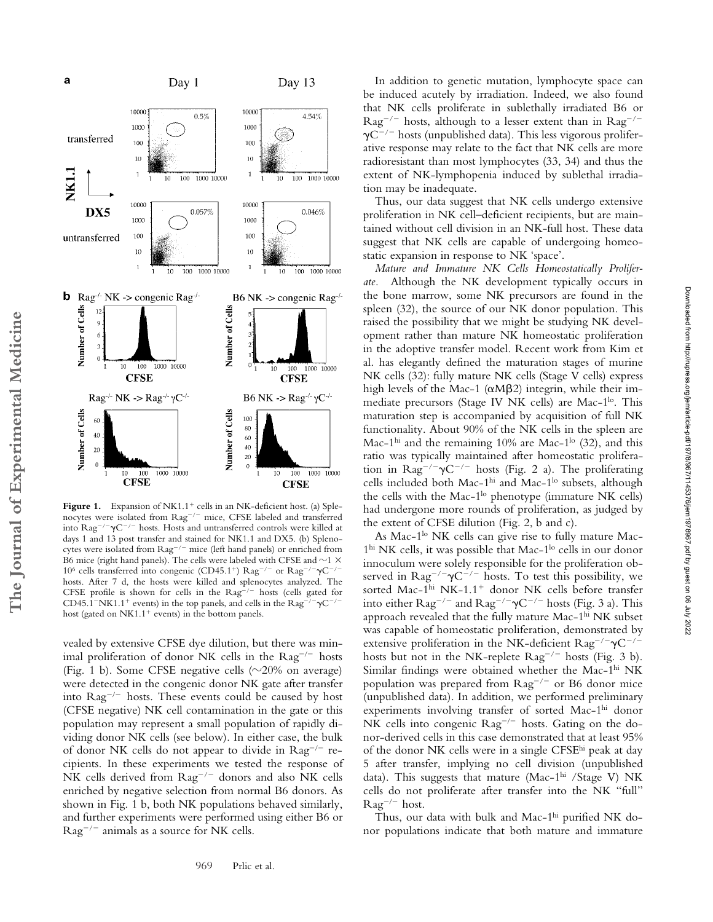**Figure 1.** Expansion of NK1.1+ cells in an NK-deficient host. (a) Splenocytes were isolated from Rag$^{-/-}$ mice, CFSE labeled and transferred into Rag$^{-/-}\gamma$C$^{-/-}$ hosts. Hosts and untransferred controls were killed at days 1 and 13 post transfer and stained for NK1.1 and DX5. (b) Splenocytes were isolated from Rag$^{-/-}$ mice (left hand panels) or enriched from B6 mice (right hand panels). The cells were labeled with CFSE and ~1 × 10$^6$ cells transferred into congenic (CD45.1+) Rag$^{-/-}$ or Rag$^{-/-}\gamma$C$^{-/-}$ hosts. After 7 d, the hosts were killed and splenocytes analyzed. The CFSE profile is shown for cells in the Rag$^{-/-}$ hosts (cells gated for CD45.1$^-$NK1.1$^+$ events) in the top panels, and cells in the Rag$^{-/-}\gamma$C$^{-/-}$ host (gated on NK1.1+ events) in the bottom panels.

vealed by extensive CFSE dye dilution, but there was minimal proliferation of donor NK cells in the Rag$^{-/-}$ hosts (Fig. 1 b). Some CFSE negative cells (~20% on average) were detected in the congenic donor NK gate after transfer into Rag$^{-/-}$ hosts. These events could be caused by host (CFSE negative) NK cell contamination in the gate or this population may represent a small population of rapidly dividing donor NK cells (see below). In either case, the bulk of donor NK cells do not appear to divide in Rag$^{-/-}$ recipients. In these experiments we tested the response of NK cells derived from Rag$^{-/-}$ donors and also NK cells enriched by negative selection from normal B6 donors. As shown in Fig. 1 b, both NK populations behaved similarly, and further experiments were performed using either B6 or Rag$^{-/-}$ animals as a source for NK cells.

In addition to genetic mutation, lymphocyte space can be induced acutely by irradiation. Indeed, we also found that NK cells proliferate in sublethally irradiated B6 or Rag$^{-/-}$ hosts, although to a lesser extent than in Rag$^{-/-}\gamma$C$^{-/-}$ hosts (unpublished data). This less vigorous proliferative response may relate to the fact that NK cells are more radioresistant than most lymphocytes (33, 34) and thus the extent of NK-lymphopenia induced by sublethal irradiation may be inadequate.

Thus, our data suggest that NK cells undergo extensive proliferation in NK cell–deficient recipients, but are maintained without cell division in an NK-full host. These data suggest that NK cells are capable of undergoing homeostatic expansion in response to NK 'space'.

*Mature and Immature NK Cells Homeostatically Proliferate.* Although the NK development typically occurs in the bone marrow, some NK precursors are found in the spleen (32), the source of our NK donor population. This raised the possibility that we might be studying NK development rather than mature NK homeostatic proliferation in the adoptive transfer model. Recent work from Kim et al. has elegantly defined the maturation stages of murine NK cells (32): fully mature NK cells (Stage V cells) express high levels of the Mac-1 (αMβ2) integrin, while their immediate precursors (Stage IV NK cells) are Mac-1$^{lo}$. This maturation step is accompanied by acquisition of full NK functionality. About 90% of the NK cells in the spleen are Mac-1$^{hi}$ and the remaining 10% are Mac-1$^{lo}$ (32), and this ratio was typically maintained after homeostatic proliferation in Rag$^{-/-}\gamma$C$^{-/-}$ hosts (Fig. 2 a). The proliferating cells included both Mac-1$^{hi}$ and Mac-1$^{lo}$ subsets, although the cells with the Mac-1$^{lo}$ phenotype (immature NK cells) had undergone more rounds of proliferation, as judged by the extent of CFSE dilution (Fig. 2, b and c).

As Mac-1$^{lo}$ NK cells can give rise to fully mature Mac-1$^{hi}$ NK cells, it was possible that Mac-1$^{lo}$ cells in our donor innoculum were solely responsible for the proliferation observed in Rag$^{-/-}\gamma$C$^{-/-}$ hosts. To test this possibility, we sorted Mac-1$^{hi}$ NK-1.1$^+$ donor NK cells before transfer into either Rag$^{-/-}$ and Rag$^{-/-}\gamma$C$^{-/-}$ hosts (Fig. 3 a). This approach revealed that the fully mature Mac-1$^{hi}$ NK subset was capable of homeostatic proliferation, demonstrated by extensive proliferation in the NK-deficient Rag$^{-/-}\gamma$C$^{-/-}$ hosts but not in the NK-replete Rag$^{-/-}$ hosts (Fig. 3 b). Similar findings were obtained whether the Mac-1$^{hi}$ NK population was prepared from Rag$^{-/-}$ or B6 donor mice (unpublished data). In addition, we performed preliminary experiments involving transfer of sorted Mac-1$^{hi}$ donor NK cells into congenic Rag$^{-/-}$ hosts. Gating on the donor-derived cells in this case demonstrated that at least 95% of the donor NK cells were in a single CFSE$^{hi}$ peak at day 5 after transfer, implying no cell division (unpublished data). This suggests that mature (Mac-1$^{hi}$ /Stage V) NK cells do not proliferate after transfer into the NK "full" Rag$^{-/-}$ host.

Thus, our data with bulk and Mac-1$^{hi}$ purified NK donor populations indicate that both mature and immature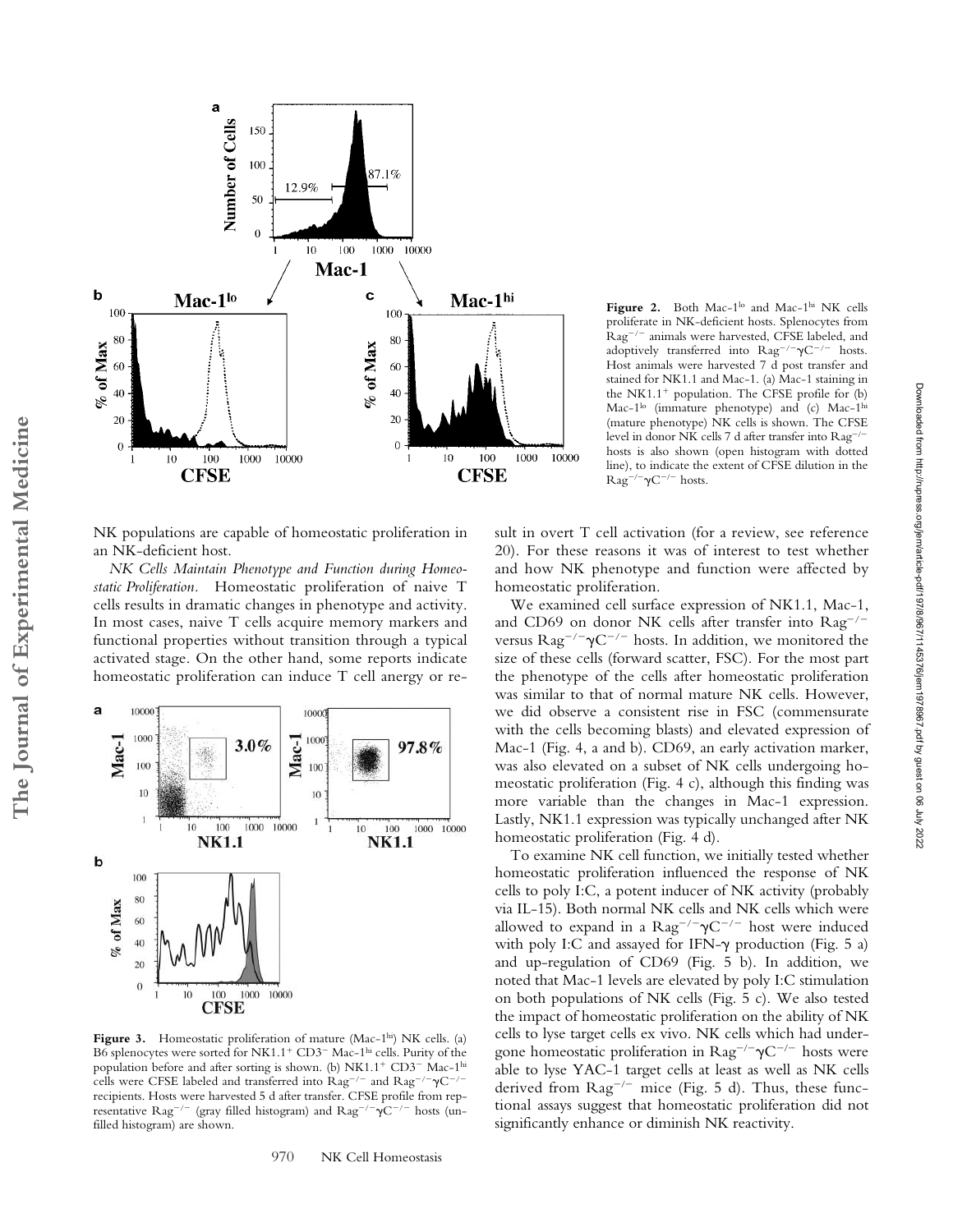**Figure 2.** Both Mac-1[lo] and Mac-1[hi] NK cells proliferate in NK-deficient hosts. Splenocytes from $Rag^{-/-}$ animals were harvested, CFSE labeled, and adoptively transferred into $Rag^{-/-}\gamma C^{-/-}$ hosts. Host animals were harvested 7 d post transfer and stained for NK1.1 and Mac-1. (a) Mac-1 staining in the NK1.1[+] population. The CFSE profile for (b) Mac-1[lo] (immature phenotype) and (c) Mac-1[hi] (mature phenotype) NK cells is shown. The CFSE level in donor NK cells 7 d after transfer into $Rag^{-/-}$ hosts is also shown (open histogram with dotted line), to indicate the extent of CFSE dilution in the $Rag^{-/-}\gamma C^{-/-}$ hosts.

NK populations are capable of homeostatic proliferation in an NK-deficient host.

*NK Cells Maintain Phenotype and Function during Homeostatic Proliferation.* Homeostatic proliferation of naive T cells results in dramatic changes in phenotype and activity. In most cases, naive T cells acquire memory markers and functional properties without transition through a typical activated stage. On the other hand, some reports indicate homeostatic proliferation can induce T cell anergy or result in overt T cell activation (for a review, see reference 20). For these reasons it was of interest to test whether and how NK phenotype and function were affected by homeostatic proliferation.

**Figure 3.** Homeostatic proliferation of mature (Mac-1[hi]) NK cells. (a) B6 splenocytes were sorted for NK1.1[+] CD3[−] Mac-1[hi] cells. Purity of the population before and after sorting is shown. (b) NK1.1[+] CD3[−] Mac-1[hi] cells were CFSE labeled and transferred into $Rag^{-/-}$ and $Rag^{-/-}\gamma C^{-/-}$ recipients. Hosts were harvested 5 d after transfer. CFSE profile from representative $Rag^{-/-}$ (gray filled histogram) and $Rag^{-/-}\gamma C^{-/-}$ hosts (unfilled histogram) are shown.

We examined cell surface expression of NK1.1, Mac-1, and CD69 on donor NK cells after transfer into $Rag^{-/-}$ versus $Rag^{-/-}\gamma C^{-/-}$ hosts. In addition, we monitored the size of these cells (forward scatter, FSC). For the most part the phenotype of the cells after homeostatic proliferation was similar to that of normal mature NK cells. However, we did observe a consistent rise in FSC (commensurate with the cells becoming blasts) and elevated expression of Mac-1 (Fig. 4, a and b). CD69, an early activation marker, was also elevated on a subset of NK cells undergoing homeostatic proliferation (Fig. 4 c), although this finding was more variable than the changes in Mac-1 expression. Lastly, NK1.1 expression was typically unchanged after NK homeostatic proliferation (Fig. 4 d).

To examine NK cell function, we initially tested whether homeostatic proliferation influenced the response of NK cells to poly I:C, a potent inducer of NK activity (probably via IL-15). Both normal NK cells and NK cells which were allowed to expand in a $Rag^{-/-}\gamma C^{-/-}$ host were induced with poly I:C and assayed for IFN-$\gamma$ production (Fig. 5 a) and up-regulation of CD69 (Fig. 5 b). In addition, we noted that Mac-1 levels are elevated by poly I:C stimulation on both populations of NK cells (Fig. 5 c). We also tested the impact of homeostatic proliferation on the ability of NK cells to lyse target cells ex vivo. NK cells which had undergone homeostatic proliferation in $Rag^{-/-}\gamma C^{-/-}$ hosts were able to lyse YAC-1 target cells at least as well as NK cells derived from $Rag^{-/-}$ mice (Fig. 5 d). Thus, these functional assays suggest that homeostatic proliferation did not significantly enhance or diminish NK reactivity.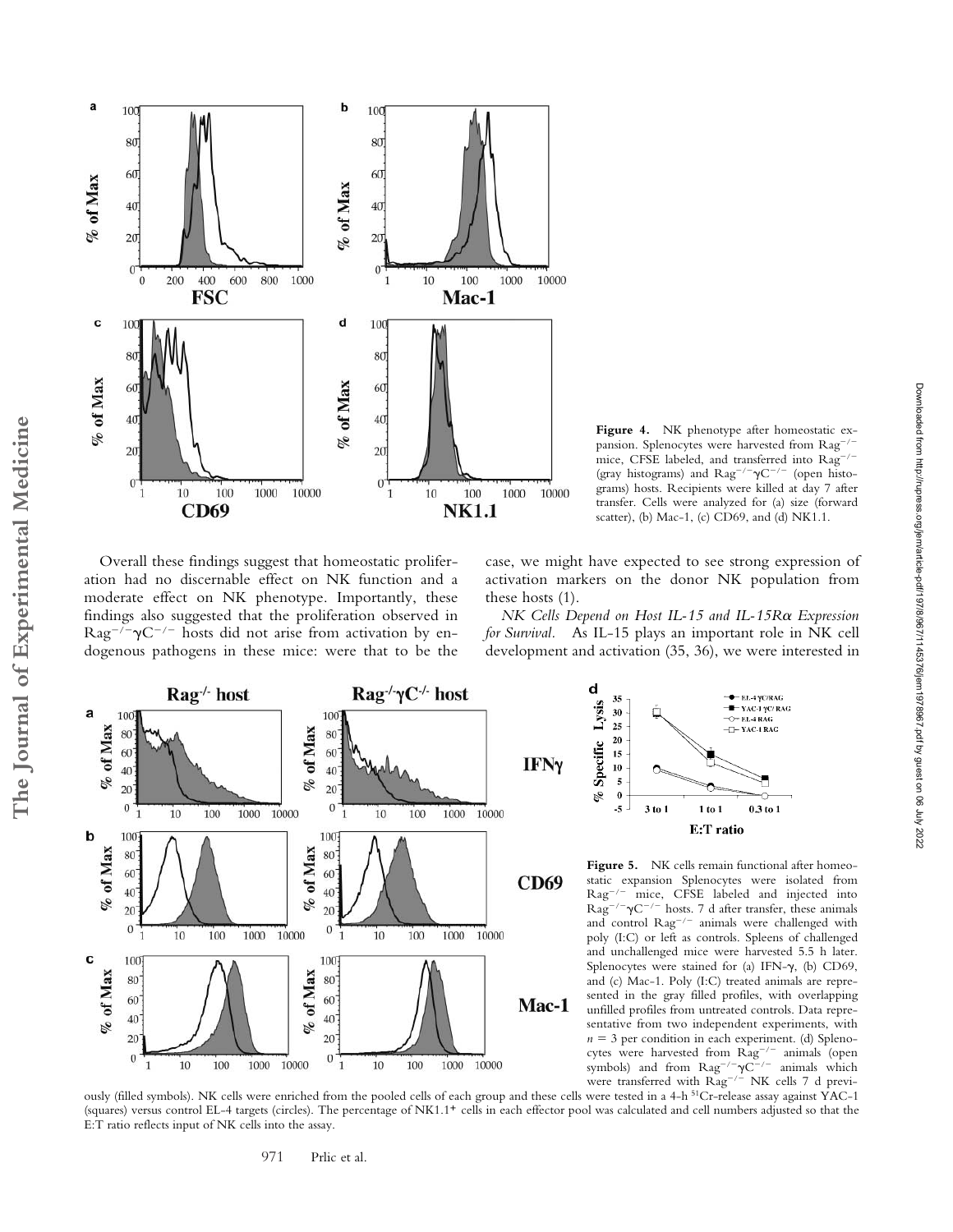**Figure 4.** NK phenotype after homeostatic expansion. Splenocytes were harvested from $Rag^{-/-}$ mice, CFSE labeled, and transferred into $Rag^{-/-}$ (gray histograms) and $Rag^{-/-}\gamma C^{-/-}$ (open histograms) hosts. Recipients were killed at day 7 after transfer. Cells were analyzed for (a) size (forward scatter), (b) Mac-1, (c) CD69, and (d) NK1.1.

Overall these findings suggest that homeostatic proliferation had no discernable effect on NK function and a moderate effect on NK phenotype. Importantly, these findings also suggested that the proliferation observed in $Rag^{-/-}\gamma C^{-/-}$ hosts did not arise from activation by endogenous pathogens in these mice: were that to be the case, we might have expected to see strong expression of activation markers on the donor NK population from these hosts (1).

*NK Cells Depend on Host IL-15 and IL-15Rα Expression for Survival.* As IL-15 plays an important role in NK cell development and activation (35, 36), we were interested in

**Figure 5.** NK cells remain functional after homeostatic expansion Splenocytes were isolated from $Rag^{-/-}$ mice, CFSE labeled and injected into $Rag^{-/-}\gamma C^{-/-}$ hosts. 7 d after transfer, these animals and control $Rag^{-/-}$ animals were challenged with poly (I:C) or left as controls. Spleens of challenged and unchallenged mice were harvested 5.5 h later. Splenocytes were stained for (a) IFN-γ, (b) CD69, and (c) Mac-1. Poly (I:C) treated animals are represented in the gray filled profiles, with overlapping unfilled profiles from untreated controls. Data representative from two independent experiments, with $n = 3$ per condition in each experiment. (d) Splenocytes were harvested from $Rag^{-/-}$ animals (open symbols) and from $Rag^{-/-}\gamma C^{-/-}$ animals which were transferred with $Rag^{-/-}$ NK cells 7 d previously (filled symbols). NK cells were enriched from the pooled cells of each group and these cells were tested in a 4-h $^{51}$Cr-release assay against YAC-1 (squares) versus control EL-4 targets (circles). The percentage of NK1.1+ cells in each effector pool was calculated and cell numbers adjusted so that the E:T ratio reflects input of NK cells into the assay.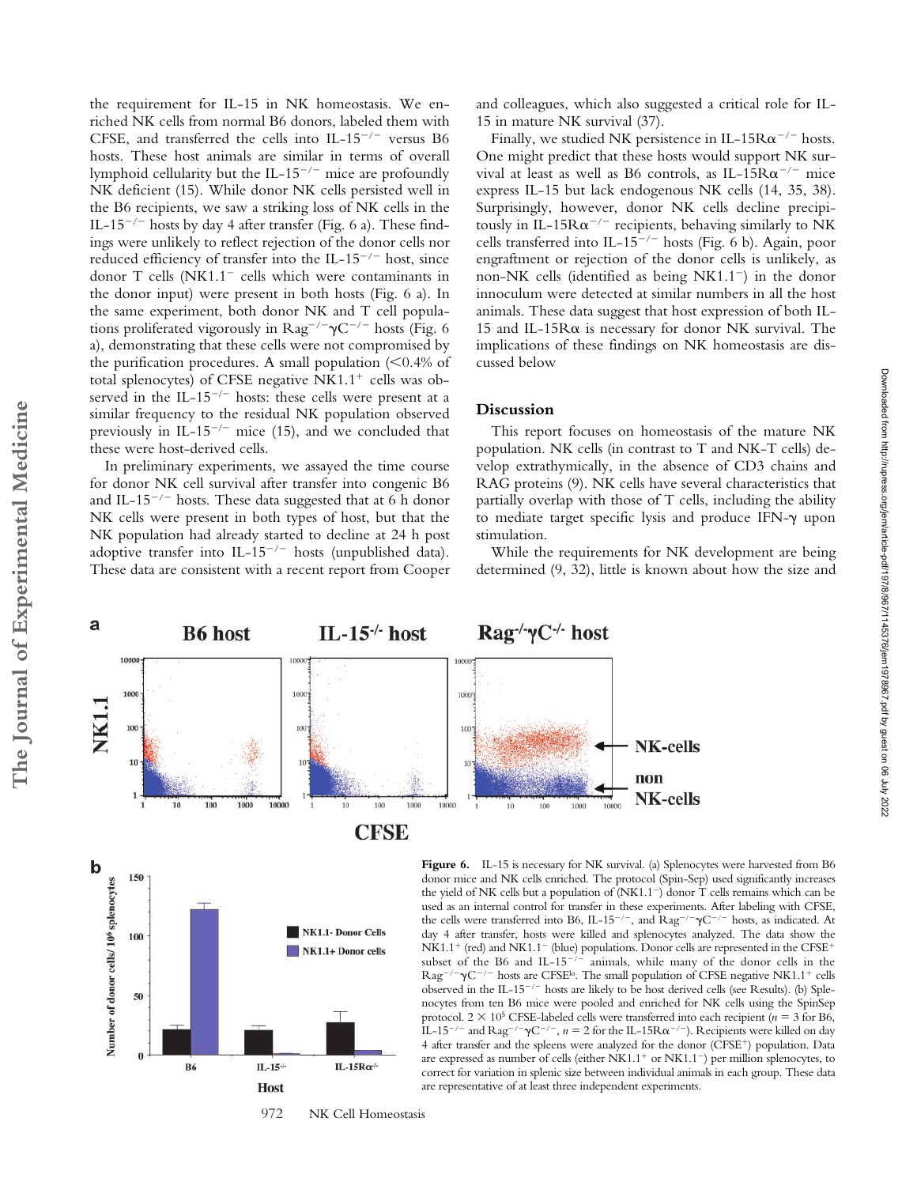the requirement for IL-15 in NK homeostasis. We enriched NK cells from normal B6 donors, labeled them with CFSE, and transferred the cells into IL-15$^{-/-}$ versus B6 hosts. These host animals are similar in terms of overall lymphoid cellularity but the IL-15$^{-/-}$ mice are profoundly NK deficient (15). While donor NK cells persisted well in the B6 recipients, we saw a striking loss of NK cells in the IL-15$^{-/-}$ hosts by day 4 after transfer (Fig. 6 a). These findings were unlikely to reflect rejection of the donor cells nor reduced efficiency of transfer into the IL-15$^{-/-}$ host, since donor T cells (NK1.1$^{-}$ cells which were contaminants in the donor input) were present in both hosts (Fig. 6 a). In the same experiment, both donor NK and T cell populations proliferated vigorously in Rag$^{-/-}\gamma$C$^{-/-}$ hosts (Fig. 6 a), demonstrating that these cells were not compromised by the purification procedures. A small population (<0.4% of total splenocytes) of CFSE negative NK1.1$^{+}$ cells was observed in the IL-15$^{-/-}$ hosts: these cells were present at a similar frequency to the residual NK population observed previously in IL-15$^{-/-}$ mice (15), and we concluded that these were host-derived cells.

In preliminary experiments, we assayed the time course for donor NK cell survival after transfer into congenic B6 and IL-15$^{-/-}$ hosts. These data suggested that at 6 h donor NK cells were present in both types of host, but that the NK population had already started to decline at 24 h post adoptive transfer into IL-15$^{-/-}$ hosts (unpublished data). These data are consistent with a recent report from Cooper and colleagues, which also suggested a critical role for IL-15 in mature NK survival (37).

Finally, we studied NK persistence in IL-15R$\alpha^{-/-}$ hosts. One might predict that these hosts would support NK survival at least as well as B6 controls, as IL-15R$\alpha^{-/-}$ mice express IL-15 but lack endogenous NK cells (14, 35, 38). Surprisingly, however, donor NK cells decline precipitously in IL-15R$\alpha^{-/-}$ recipients, behaving similarly to NK cells transferred into IL-15$^{-/-}$ hosts (Fig. 6 b). Again, poor engraftment or rejection of the donor cells is unlikely, as non-NK cells (identified as being NK1.1$^{-}$) in the donor innoculum were detected at similar numbers in all the host animals. These data suggest that host expression of both IL-15 and IL-15R$\alpha$ is necessary for donor NK survival. The implications of these findings on NK homeostasis are discussed below

## Discussion

This report focuses on homeostasis of the mature NK population. NK cells (in contrast to T and NK-T cells) develop extrathymically, in the absence of CD3 chains and RAG proteins (9). NK cells have several characteristics that partially overlap with those of T cells, including the ability to mediate target specific lysis and produce IFN-$\gamma$ upon stimulation.

While the requirements for NK development are being determined (9, 32), little is known about how the size and

**Figure 6.** IL-15 is necessary for NK survival. (a) Splenocytes were harvested from B6 donor mice and NK cells enriched. The protocol (Spin-Sep) used significantly increases the yield of NK cells but a population of (NK1.1$^{-}$) donor T cells remains which can be used as an internal control for transfer in these experiments. After labeling with CFSE, the cells were transferred into B6, IL-15$^{-/-}$, and Rag$^{-/-}\gamma$C$^{-/-}$ hosts, as indicated. At day 4 after transfer, hosts were killed and splenocytes analyzed. The data show the NK1.1$^{+}$ (red) and NK1.1$^{-}$ (blue) populations. Donor cells are represented in the CFSE$^{+}$ subset of the B6 and IL-15$^{-/-}$ animals, while many of the donor cells in the Rag$^{-/-}\gamma$C$^{-/-}$ hosts are CFSE$^{lo}$. The small population of CFSE negative NK1.1$^{+}$ cells observed in the IL-15$^{-/-}$ hosts are likely to be host derived cells (see Results). (b) Splenocytes from ten B6 mice were pooled and enriched for NK cells using the SpinSep protocol. $2 \times 10^{5}$ CFSE-labeled cells were transferred into each recipient ($n = 3$ for B6, IL-15$^{-/-}$ and Rag$^{-/-}\gamma$C$^{-/-}$, $n = 2$ for the IL-15R$\alpha^{-/-}$). Recipients were killed on day 4 after transfer and the spleens were analyzed for the donor (CFSE$^{+}$) population. Data are expressed as number of cells (either NK1.1$^{+}$ or NK1.1$^{-}$) per million splenocytes, to correct for variation in splenic size between individual animals in each group. These data are representative of at least three independent experiments.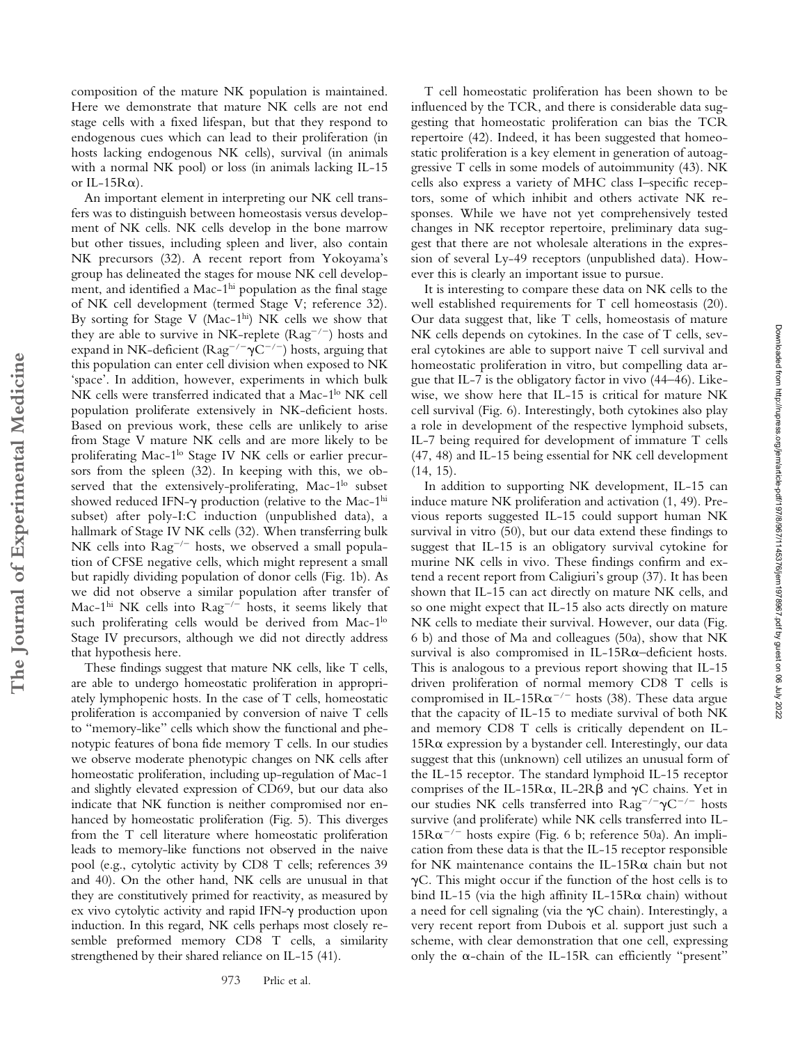composition of the mature NK population is maintained. Here we demonstrate that mature NK cells are not end stage cells with a fixed lifespan, but that they respond to endogenous cues which can lead to their proliferation (in hosts lacking endogenous NK cells), survival (in animals with a normal NK pool) or loss (in animals lacking IL-15 or IL-15Rα).

An important element in interpreting our NK cell transfers was to distinguish between homeostasis versus development of NK cells. NK cells develop in the bone marrow but other tissues, including spleen and liver, also contain NK precursors (32). A recent report from Yokoyama's group has delineated the stages for mouse NK cell development, and identified a Mac-1$^{hi}$ population as the final stage of NK cell development (termed Stage V; reference 32). By sorting for Stage V (Mac-1$^{hi}$) NK cells we show that they are able to survive in NK-replete (Rag$^{-/-}$) hosts and expand in NK-deficient (Rag$^{-/-}$γC$^{-/-}$) hosts, arguing that this population can enter cell division when exposed to NK 'space'. In addition, however, experiments in which bulk NK cells were transferred indicated that a Mac-1$^{lo}$ NK cell population proliferate extensively in NK-deficient hosts. Based on previous work, these cells are unlikely to arise from Stage V mature NK cells and are more likely to be proliferating Mac-1$^{lo}$ Stage IV NK cells or earlier precursors from the spleen (32). In keeping with this, we observed that the extensively-proliferating, Mac-1$^{lo}$ subset showed reduced IFN-γ production (relative to the Mac-1$^{hi}$ subset) after poly-I:C induction (unpublished data), a hallmark of Stage IV NK cells (32). When transferring bulk NK cells into Rag$^{-/-}$ hosts, we observed a small population of CFSE negative cells, which might represent a small but rapidly dividing population of donor cells (Fig. 1b). As we did not observe a similar population after transfer of Mac-1$^{hi}$ NK cells into Rag$^{-/-}$ hosts, it seems likely that such proliferating cells would be derived from Mac-1$^{lo}$ Stage IV precursors, although we did not directly address that hypothesis here.

These findings suggest that mature NK cells, like T cells, are able to undergo homeostatic proliferation in appropriately lymphopenic hosts. In the case of T cells, homeostatic proliferation is accompanied by conversion of naive T cells to "memory-like" cells which show the functional and phenotypic features of bona fide memory T cells. In our studies we observe moderate phenotypic changes on NK cells after homeostatic proliferation, including up-regulation of Mac-1 and slightly elevated expression of CD69, but our data also indicate that NK function is neither compromised nor enhanced by homeostatic proliferation (Fig. 5). This diverges from the T cell literature where homeostatic proliferation leads to memory-like functions not observed in the naive pool (e.g., cytolytic activity by CD8 T cells; references 39 and 40). On the other hand, NK cells are unusual in that they are constitutively primed for reactivity, as measured by ex vivo cytolytic activity and rapid IFN-γ production upon induction. In this regard, NK cells perhaps most closely resemble preformed memory CD8 T cells, a similarity strengthened by their shared reliance on IL-15 (41).

T cell homeostatic proliferation has been shown to be influenced by the TCR, and there is considerable data suggesting that homeostatic proliferation can bias the TCR repertoire (42). Indeed, it has been suggested that homeostatic proliferation is a key element in generation of autoaggressive T cells in some models of autoimmunity (43). NK cells also express a variety of MHC class I–specific receptors, some of which inhibit and others activate NK responses. While we have not yet comprehensively tested changes in NK receptor repertoire, preliminary data suggest that there are not wholesale alterations in the expression of several Ly-49 receptors (unpublished data). However this is clearly an important issue to pursue.

It is interesting to compare these data on NK cells to the well established requirements for T cell homeostasis (20). Our data suggest that, like T cells, homeostasis of mature NK cells depends on cytokines. In the case of T cells, several cytokines are able to support naive T cell survival and homeostatic proliferation in vitro, but compelling data argue that IL-7 is the obligatory factor in vivo (44–46). Likewise, we show here that IL-15 is critical for mature NK cell survival (Fig. 6). Interestingly, both cytokines also play a role in development of the respective lymphoid subsets, IL-7 being required for development of immature T cells (47, 48) and IL-15 being essential for NK cell development (14, 15).

In addition to supporting NK development, IL-15 can induce mature NK proliferation and activation (1, 49). Previous reports suggested IL-15 could support human NK survival in vitro (50), but our data extend these findings to suggest that IL-15 is an obligatory survival cytokine for murine NK cells in vivo. These findings confirm and extend a recent report from Caligiuri's group (37). It has been shown that IL-15 can act directly on mature NK cells, and so one might expect that IL-15 also acts directly on mature NK cells to mediate their survival. However, our data (Fig. 6 b) and those of Ma and colleagues (50a), show that NK survival is also compromised in IL-15Rα–deficient hosts. This is analogous to a previous report showing that IL-15 driven proliferation of normal memory CD8 T cells is compromised in IL-15Rα$^{-/-}$ hosts (38). These data argue that the capacity of IL-15 to mediate survival of both NK and memory CD8 T cells is critically dependent on IL-15Rα expression by a bystander cell. Interestingly, our data suggest that this (unknown) cell utilizes an unusual form of the IL-15 receptor. The standard lymphoid IL-15 receptor comprises of the IL-15Rα, IL-2Rβ and γC chains. Yet in our studies NK cells transferred into Rag$^{-/-}$γC$^{-/-}$ hosts survive (and proliferate) while NK cells transferred into IL-15Rα$^{-/-}$ hosts expire (Fig. 6 b; reference 50a). An implication from these data is that the IL-15 receptor responsible for NK maintenance contains the IL-15Rα chain but not γC. This might occur if the function of the host cells is to bind IL-15 (via the high affinity IL-15Rα chain) without a need for cell signaling (via the γC chain). Interestingly, a very recent report from Dubois et al. support just such a scheme, with clear demonstration that one cell, expressing only the α-chain of the IL-15R can efficiently "present"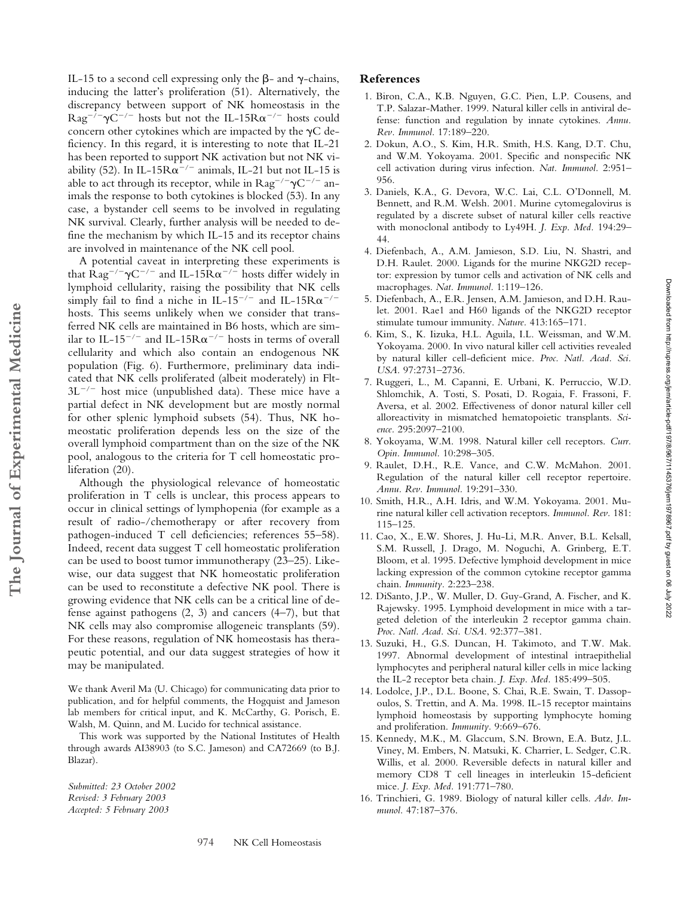IL-15 to a second cell expressing only the β- and γ-chains, inducing the latter's proliferation (51). Alternatively, the discrepancy between support of NK homeostasis in the $Rag^{-/-}\gamma C^{-/-}$ hosts but not the IL-$15R\alpha^{-/-}$ hosts could concern other cytokines which are impacted by the γC deficiency. In this regard, it is interesting to note that IL-21 has been reported to support NK activation but not NK viability (52). In IL-$15R\alpha^{-/-}$ animals, IL-21 but not IL-15 is able to act through its receptor, while in $Rag^{-/-}\gamma C^{-/-}$ animals the response to both cytokines is blocked (53). In any case, a bystander cell seems to be involved in regulating NK survival. Clearly, further analysis will be needed to define the mechanism by which IL-15 and its receptor chains are involved in maintenance of the NK cell pool.

A potential caveat in interpreting these experiments is that $Rag^{-/-}\gamma C^{-/-}$ and IL-$15R\alpha^{-/-}$ hosts differ widely in lymphoid cellularity, raising the possibility that NK cells simply fail to find a niche in IL-$15^{-/-}$ and IL-$15R\alpha^{-/-}$ hosts. This seems unlikely when we consider that transferred NK cells are maintained in B6 hosts, which are similar to IL-$15^{-/-}$ and IL-$15R\alpha^{-/-}$ hosts in terms of overall cellularity and which also contain an endogenous NK population (Fig. 6). Furthermore, preliminary data indicated that NK cells proliferated (albeit moderately) in Flt-$3L^{-/-}$ host mice (unpublished data). These mice have a partial defect in NK development but are mostly normal for other splenic lymphoid subsets (54). Thus, NK homeostatic proliferation depends less on the size of the overall lymphoid compartment than on the size of the NK pool, analogous to the criteria for T cell homeostatic proliferation (20).

Although the physiological relevance of homeostatic proliferation in T cells is unclear, this process appears to occur in clinical settings of lymphopenia (for example as a result of radio-/chemotherapy or after recovery from pathogen-induced T cell deficiencies; references 55–58). Indeed, recent data suggest T cell homeostatic proliferation can be used to boost tumor immunotherapy (23–25). Likewise, our data suggest that NK homeostatic proliferation can be used to reconstitute a defective NK pool. There is growing evidence that NK cells can be a critical line of defense against pathogens (2, 3) and cancers (4–7), but that NK cells may also compromise allogeneic transplants (59). For these reasons, regulation of NK homeostasis has therapeutic potential, and our data suggest strategies of how it may be manipulated.

We thank Averil Ma (U. Chicago) for communicating data prior to publication, and for helpful comments, the Hogquist and Jameson lab members for critical input, and K. McCarthy, G. Porisch, E. Walsh, M. Quinn, and M. Lucido for technical assistance.

This work was supported by the National Institutes of Health through awards AI38903 (to S.C. Jameson) and CA72669 (to B.J. Blazar).

*Submitted: 23 October 2002*
*Revised: 3 February 2003*
*Accepted: 5 February 2003*

## References

1. Biron, C.A., K.B. Nguyen, G.C. Pien, L.P. Cousens, and T.P. Salazar-Mather. 1999. Natural killer cells in antiviral defense: function and regulation by innate cytokines. *Annu. Rev. Immunol.* 17:189–220.
2. Dokun, A.O., S. Kim, H.R. Smith, H.S. Kang, D.T. Chu, and W.M. Yokoyama. 2001. Specific and nonspecific NK cell activation during virus infection. *Nat. Immunol.* 2:951–956.
3. Daniels, K.A., G. Devora, W.C. Lai, C.L. O'Donnell, M. Bennett, and R.M. Welsh. 2001. Murine cytomegalovirus is regulated by a discrete subset of natural killer cells reactive with monoclonal antibody to Ly49H. *J. Exp. Med.* 194:29–44.
4. Diefenbach, A., A.M. Jamieson, S.D. Liu, N. Shastri, and D.H. Raulet. 2000. Ligands for the murine NKG2D receptor: expression by tumor cells and activation of NK cells and macrophages. *Nat. Immunol.* 1:119–126.
5. Diefenbach, A., E.R. Jensen, A.M. Jamieson, and D.H. Raulet. 2001. Rae1 and H60 ligands of the NKG2D receptor stimulate tumour immunity. *Nature.* 413:165–171.
6. Kim, S., K. Iizuka, H.L. Aguila, I.L. Weissman, and W.M. Yokoyama. 2000. In vivo natural killer cell activities revealed by natural killer cell-deficient mice. *Proc. Natl. Acad. Sci. USA.* 97:2731–2736.
7. Ruggeri, L., M. Capanni, E. Urbani, K. Perruccio, W.D. Shlomchik, A. Tosti, S. Posati, D. Rogaia, F. Frassoni, F. Aversa, et al. 2002. Effectiveness of donor natural killer cell alloreactivity in mismatched hematopoietic transplants. *Science.* 295:2097–2100.
8. Yokoyama, W.M. 1998. Natural killer cell receptors. *Curr. Opin. Immunol.* 10:298–305.
9. Raulet, D.H., R.E. Vance, and C.W. McMahon. 2001. Regulation of the natural killer cell receptor repertoire. *Annu. Rev. Immunol.* 19:291–330.
10. Smith, H.R., A.H. Idris, and W.M. Yokoyama. 2001. Murine natural killer cell activation receptors. *Immunol. Rev.* 181:115–125.
11. Cao, X., E.W. Shores, J. Hu-Li, M.R. Anver, B.L. Kelsall, S.M. Russell, J. Drago, M. Noguchi, A. Grinberg, E.T. Bloom, et al. 1995. Defective lymphoid development in mice lacking expression of the common cytokine receptor gamma chain. *Immunity.* 2:223–238.
12. DiSanto, J.P., W. Muller, D. Guy-Grand, A. Fischer, and K. Rajewsky. 1995. Lymphoid development in mice with a targeted deletion of the interleukin 2 receptor gamma chain. *Proc. Natl. Acad. Sci. USA.* 92:377–381.
13. Suzuki, H., G.S. Duncan, H. Takimoto, and T.W. Mak. 1997. Abnormal development of intestinal intraepithelial lymphocytes and peripheral natural killer cells in mice lacking the IL-2 receptor beta chain. *J. Exp. Med.* 185:499–505.
14. Lodolce, J.P., D.L. Boone, S. Chai, R.E. Swain, T. Dassopoulos, S. Trettin, and A. Ma. 1998. IL-15 receptor maintains lymphoid homeostasis by supporting lymphocyte homing and proliferation. *Immunity.* 9:669–676.
15. Kennedy, M.K., M. Glaccum, S.N. Brown, E.A. Butz, J.L. Viney, M. Embers, N. Matsuki, K. Charrier, L. Sedger, C.R. Willis, et al. 2000. Reversible defects in natural killer and memory CD8 T cell lineages in interleukin 15-deficient mice. *J. Exp. Med.* 191:771–780.
16. Trinchieri, G. 1989. Biology of natural killer cells. *Adv. Immunol.* 47:187–376.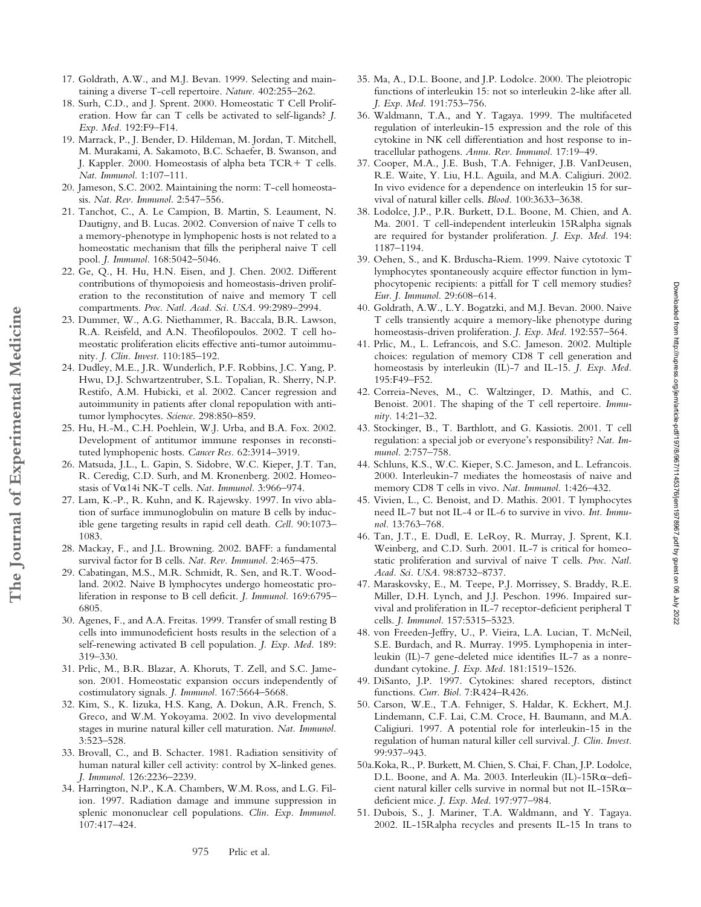17. Goldrath, A.W., and M.J. Bevan. 1999. Selecting and maintaining a diverse T-cell repertoire. *Nature.* 402:255–262.
18. Surh, C.D., and J. Sprent. 2000. Homeostatic T Cell Proliferation. How far can T cells be activated to self-ligands? *J. Exp. Med.* 192:F9–F14.
19. Marrack, P., J. Bender, D. Hildeman, M. Jordan, T. Mitchell, M. Murakami, A. Sakamoto, B.C. Schaefer, B. Swanson, and J. Kappler. 2000. Homeostasis of alpha beta TCR+ T cells. *Nat. Immunol.* 1:107–111.
20. Jameson, S.C. 2002. Maintaining the norm: T-cell homeostasis. *Nat. Rev. Immunol.* 2:547–556.
21. Tanchot, C., A. Le Campion, B. Martin, S. Leaument, N. Dautigny, and B. Lucas. 2002. Conversion of naive T cells to a memory-phenotype in lymphopenic hosts is not related to a homeostatic mechanism that fills the peripheral naive T cell pool. *J. Immunol.* 168:5042–5046.
22. Ge, Q., H. Hu, H.N. Eisen, and J. Chen. 2002. Different contributions of thymopoiesis and homeostasis-driven proliferation to the reconstitution of naive and memory T cell compartments. *Proc. Natl. Acad. Sci. USA.* 99:2989–2994.
23. Dummer, W., A.G. Niethammer, R. Baccala, B.R. Lawson, R.A. Reisfeld, and A.N. Theofilopoulos. 2002. T cell homeostatic proliferation elicits effective anti-tumor autoimmunity. *J. Clin. Invest.* 110:185–192.
24. Dudley, M.E., J.R. Wunderlich, P.F. Robbins, J.C. Yang, P. Hwu, D.J. Schwartzentruber, S.L. Topalian, R. Sherry, N.P. Restifo, A.M. Hubicki, et al. 2002. Cancer regression and autoimmunity in patients after clonal repopulation with antitumor lymphocytes. *Science.* 298:850–859.
25. Hu, H.-M., C.H. Poehlein, W.J. Urba, and B.A. Fox. 2002. Development of antitumor immune responses in reconstituted lymphopenic hosts. *Cancer Res.* 62:3914–3919.
26. Matsuda, J.L., L. Gapin, S. Sidobre, W.C. Kieper, J.T. Tan, R. Ceredig, C.D. Surh, and M. Kronenberg. 2002. Homeostasis of Vα14i NK-T cells. *Nat. Immunol.* 3:966–974.
27. Lam, K.-P., R. Kuhn, and K. Rajewsky. 1997. In vivo ablation of surface immunoglobulin on mature B cells by inducible gene targeting results in rapid cell death. *Cell.* 90:1073–1083.
28. Mackay, F., and J.L. Browning. 2002. BAFF: a fundamental survival factor for B cells. *Nat. Rev. Immunol.* 2:465–475.
29. Cabatingan, M.S., M.R. Schmidt, R. Sen, and R.T. Woodland. 2002. Naive B lymphocytes undergo homeostatic proliferation in response to B cell deficit. *J. Immunol.* 169:6795–6805.
30. Agenes, F., and A.A. Freitas. 1999. Transfer of small resting B cells into immunodeficient hosts results in the selection of a self-renewing activated B cell population. *J. Exp. Med.* 189:319–330.
31. Prlic, M., B.R. Blazar, A. Khoruts, T. Zell, and S.C. Jameson. 2001. Homeostatic expansion occurs independently of costimulatory signals. *J. Immunol.* 167:5664–5668.
32. Kim, S., K. Iizuka, H.S. Kang, A. Dokun, A.R. French, S. Greco, and W.M. Yokoyama. 2002. In vivo developmental stages in murine natural killer cell maturation. *Nat. Immunol.* 3:523–528.
33. Brovall, C., and B. Schacter. 1981. Radiation sensitivity of human natural killer cell activity: control by X-linked genes. *J. Immunol.* 126:2236–2239.
34. Harrington, N.P., K.A. Chambers, W.M. Ross, and L.G. Filion. 1997. Radiation damage and immune suppression in splenic mononuclear cell populations. *Clin. Exp. Immunol.* 107:417–424.
35. Ma, A., D.L. Boone, and J.P. Lodolce. 2000. The pleiotropic functions of interleukin 15: not so interleukin 2-like after all. *J. Exp. Med.* 191:753–756.
36. Waldmann, T.A., and Y. Tagaya. 1999. The multifaceted regulation of interleukin-15 expression and the role of this cytokine in NK cell differentiation and host response to intracellular pathogens. *Annu. Rev. Immunol.* 17:19–49.
37. Cooper, M.A., J.E. Bush, T.A. Fehniger, J.B. VanDeusen, R.E. Waite, Y. Liu, H.L. Aguila, and M.A. Caligiuri. 2002. In vivo evidence for a dependence on interleukin 15 for survival of natural killer cells. *Blood.* 100:3633–3638.
38. Lodolce, J.P., P.R. Burkett, D.L. Boone, M. Chien, and A. Ma. 2001. T cell-independent interleukin 15Ralpha signals are required for bystander proliferation. *J. Exp. Med.* 194:1187–1194.
39. Oehen, S., and K. Brduscha-Riem. 1999. Naive cytotoxic T lymphocytes spontaneously acquire effector function in lymphocytopenic recipients: a pitfall for T cell memory studies? *Eur. J. Immunol.* 29:608–614.
40. Goldrath, A.W., L.Y. Bogatzki, and M.J. Bevan. 2000. Naive T cells transiently acquire a memory-like phenotype during homeostasis-driven proliferation. *J. Exp. Med.* 192:557–564.
41. Prlic, M., L. Lefrancois, and S.C. Jameson. 2002. Multiple choices: regulation of memory CD8 T cell generation and homeostasis by interleukin (IL)-7 and IL-15. *J. Exp. Med.* 195:F49–F52.
42. Correia-Neves, M., C. Waltzinger, D. Mathis, and C. Benoist. 2001. The shaping of the T cell repertoire. *Immunity.* 14:21–32.
43. Stockinger, B., T. Barthlott, and G. Kassiotis. 2001. T cell regulation: a special job or everyone's responsibility? *Nat. Immunol.* 2:757–758.
44. Schluns, K.S., W.C. Kieper, S.C. Jameson, and L. Lefrancois. 2000. Interleukin-7 mediates the homeostasis of naive and memory CD8 T cells in vivo. *Nat. Immunol.* 1:426–432.
45. Vivien, L., C. Benoist, and D. Mathis. 2001. T lymphocytes need IL-7 but not IL-4 or IL-6 to survive in vivo. *Int. Immunol.* 13:763–768.
46. Tan, J.T., E. Dudl, E. LeRoy, R. Murray, J. Sprent, K.I. Weinberg, and C.D. Surh. 2001. IL-7 is critical for homeostatic proliferation and survival of naive T cells. *Proc. Natl. Acad. Sci. USA.* 98:8732–8737.
47. Maraskovsky, E., M. Teepe, P.J. Morrissey, S. Braddy, R.E. Miller, D.H. Lynch, and J.J. Peschon. 1996. Impaired survival and proliferation in IL-7 receptor-deficient peripheral T cells. *J. Immunol.* 157:5315–5323.
48. von Freeden-Jeffry, U., P. Vieira, L.A. Lucian, T. McNeil, S.E. Burdach, and R. Murray. 1995. Lymphopenia in interleukin (IL)-7 gene-deleted mice identifies IL-7 as a nonredundant cytokine. *J. Exp. Med.* 181:1519–1526.
49. DiSanto, J.P. 1997. Cytokines: shared receptors, distinct functions. *Curr. Biol.* 7:R424–R426.
50. Carson, W.E., T.A. Fehniger, S. Haldar, K. Eckhert, M.J. Lindemann, C.F. Lai, C.M. Croce, H. Baumann, and M.A. Caligiuri. 1997. A potential role for interleukin-15 in the regulation of human natural killer cell survival. *J. Clin. Invest.* 99:937–943.

50a. Koka, R., P. Burkett, M. Chien, S. Chai, F. Chan, J.P. Lodolce, D.L. Boone, and A. Ma. 2003. Interleukin (IL)-15Rα–deficient natural killer cells survive in normal but not IL-15Rα–deficient mice. *J. Exp. Med.* 197:977–984.

51. Dubois, S., J. Mariner, T.A. Waldmann, and Y. Tagaya. 2002. IL-15Ralpha recycles and presents IL-15 In trans to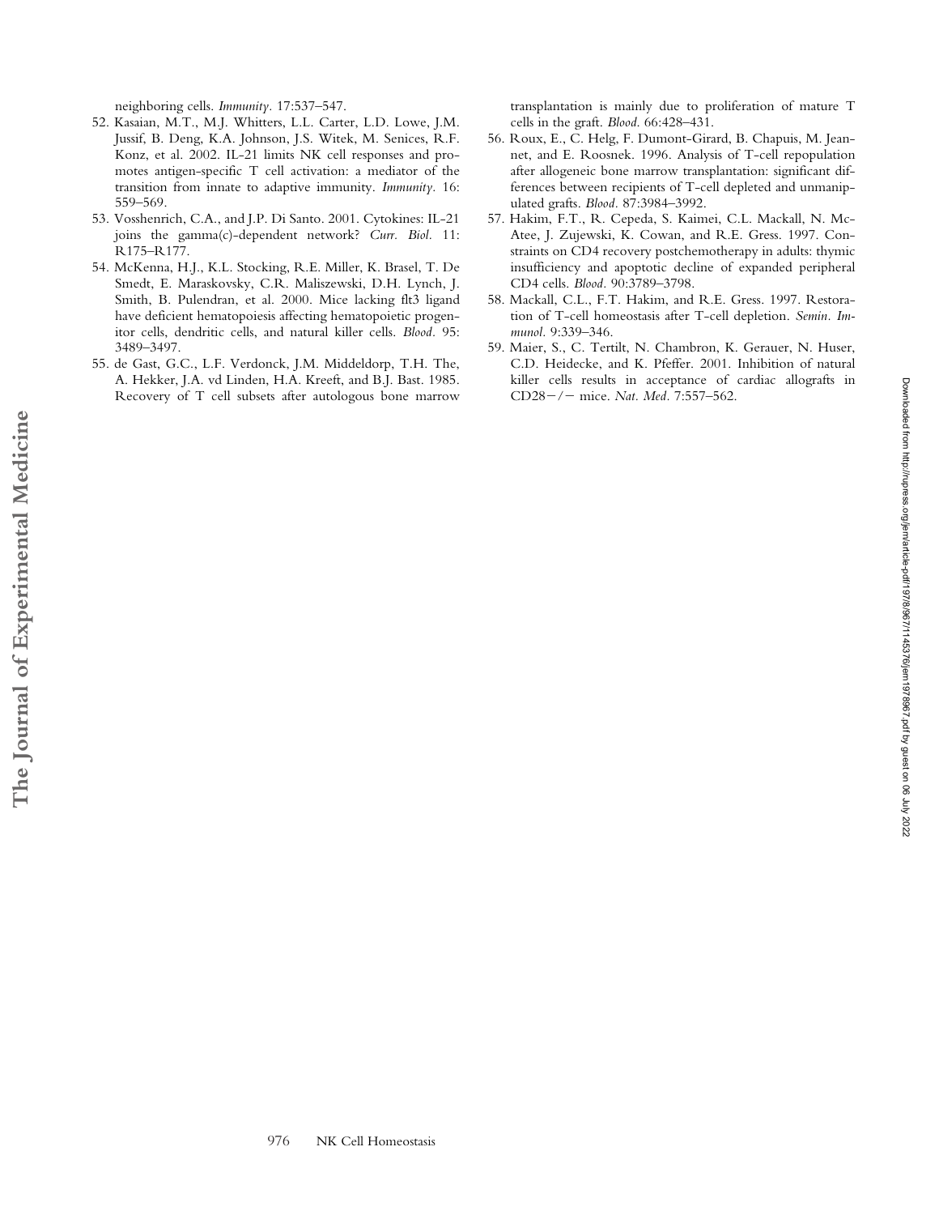neighboring cells. *Immunity*. 17:537–547.

52. Kasaian, M.T., M.J. Whitters, L.L. Carter, L.D. Lowe, J.M. Jussif, B. Deng, K.A. Johnson, J.S. Witek, M. Senices, R.F. Konz, et al. 2002. IL-21 limits NK cell responses and promotes antigen-specific T cell activation: a mediator of the transition from innate to adaptive immunity. *Immunity*. 16: 559–569.
53. Vosshenrich, C.A., and J.P. Di Santo. 2001. Cytokines: IL-21 joins the gamma(c)-dependent network? *Curr. Biol.* 11: R175–R177.
54. McKenna, H.J., K.L. Stocking, R.E. Miller, K. Brasel, T. De Smedt, E. Maraskovsky, C.R. Maliszewski, D.H. Lynch, J. Smith, B. Pulendran, et al. 2000. Mice lacking flt3 ligand have deficient hematopoiesis affecting hematopoietic progenitor cells, dendritic cells, and natural killer cells. *Blood*. 95: 3489–3497.
55. de Gast, G.C., L.F. Verdonck, J.M. Middeldorp, T.H. The, A. Hekker, J.A. vd Linden, H.A. Kreeft, and B.J. Bast. 1985. Recovery of T cell subsets after autologous bone marrow transplantation is mainly due to proliferation of mature T cells in the graft. *Blood*. 66:428–431.
56. Roux, E., C. Helg, F. Dumont-Girard, B. Chapuis, M. Jeannet, and E. Roosnek. 1996. Analysis of T-cell repopulation after allogeneic bone marrow transplantation: significant differences between recipients of T-cell depleted and unmanipulated grafts. *Blood*. 87:3984–3992.
57. Hakim, F.T., R. Cepeda, S. Kaimei, C.L. Mackall, N. McAtee, J. Zujewski, K. Cowan, and R.E. Gress. 1997. Constraints on CD4 recovery postchemotherapy in adults: thymic insufficiency and apoptotic decline of expanded peripheral CD4 cells. *Blood*. 90:3789–3798.
58. Mackall, C.L., F.T. Hakim, and R.E. Gress. 1997. Restoration of T-cell homeostasis after T-cell depletion. *Semin. Immunol.* 9:339–346.
59. Maier, S., C. Tertilt, N. Chambron, K. Gerauer, N. Huser, C.D. Heidecke, and K. Pfeffer. 2001. Inhibition of natural killer cells results in acceptance of cardiac allografts in CD28−/− mice. *Nat. Med.* 7:557–562.